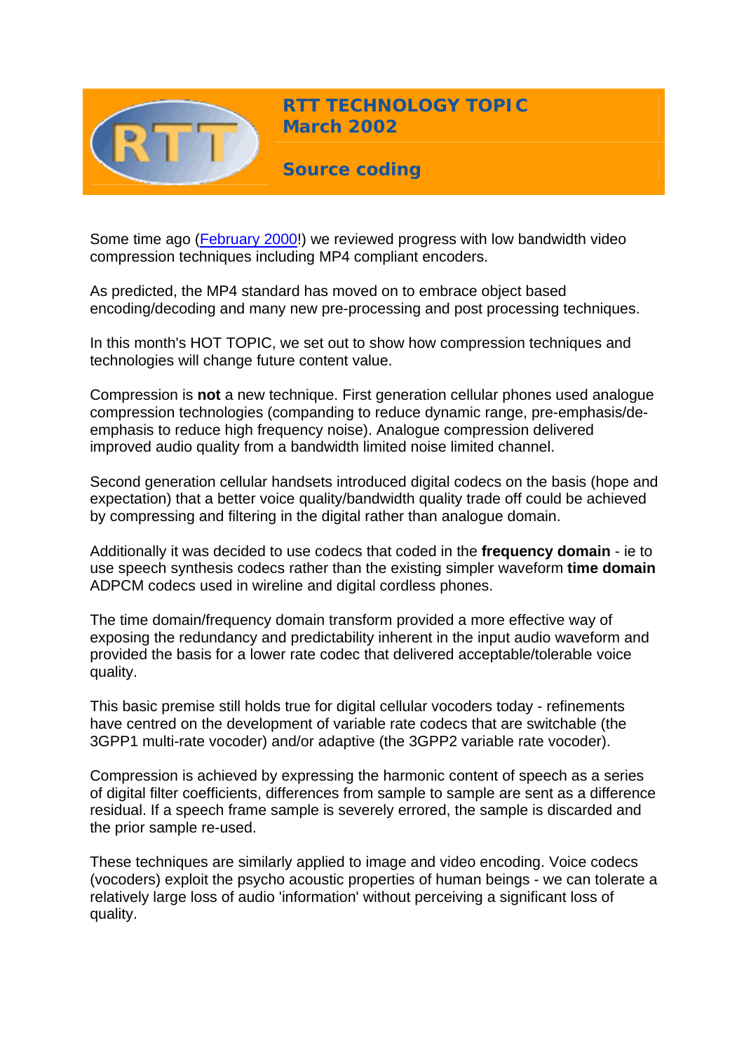# RTT TECHNOLOGY TOPIC March 2002

## Source coding

Some time ago (February 2000!) we reviewed progress with low bandwidth video compression techniques including MP4 compliant encoders.

As predicted, the MP4 standard has moved on to embrace object based encoding/decoding and many new pre-processing and post processing techniques.

In this month's HOT TOPIC, we set out to show how compression techniques and technologies will change future content value.

Compression is **not** a new technique. First generation cellular phones used analogue compression technologies (companding to reduce dynamic range, pre-emphasis/de-emphasis to reduce high frequency noise). Analogue compression delivered improved audio quality from a bandwidth limited noise limited channel.

Second generation cellular handsets introduced digital codecs on the basis (hope and expectation) that a better voice quality/bandwidth quality trade off could be achieved by compressing and filtering in the digital rather than analogue domain.

Additionally it was decided to use codecs that coded in the **frequency domain** - ie to use speech synthesis codecs rather than the existing simpler waveform **time domain** ADPCM codecs used in wireline and digital cordless phones.

The time domain/frequency domain transform provided a more effective way of exposing the redundancy and predictability inherent in the input audio waveform and provided the basis for a lower rate codec that delivered acceptable/tolerable voice quality.

This basic premise still holds true for digital cellular vocoders today - refinements have centred on the development of variable rate codecs that are switchable (the 3GPP1 multi-rate vocoder) and/or adaptive (the 3GPP2 variable rate vocoder).

Compression is achieved by expressing the harmonic content of speech as a series of digital filter coefficients, differences from sample to sample are sent as a difference residual. If a speech frame sample is severely errored, the sample is discarded and the prior sample re-used.

These techniques are similarly applied to image and video encoding. Voice codecs (vocoders) exploit the psycho acoustic properties of human beings - we can tolerate a relatively large loss of audio 'information' without perceiving a significant loss of quality.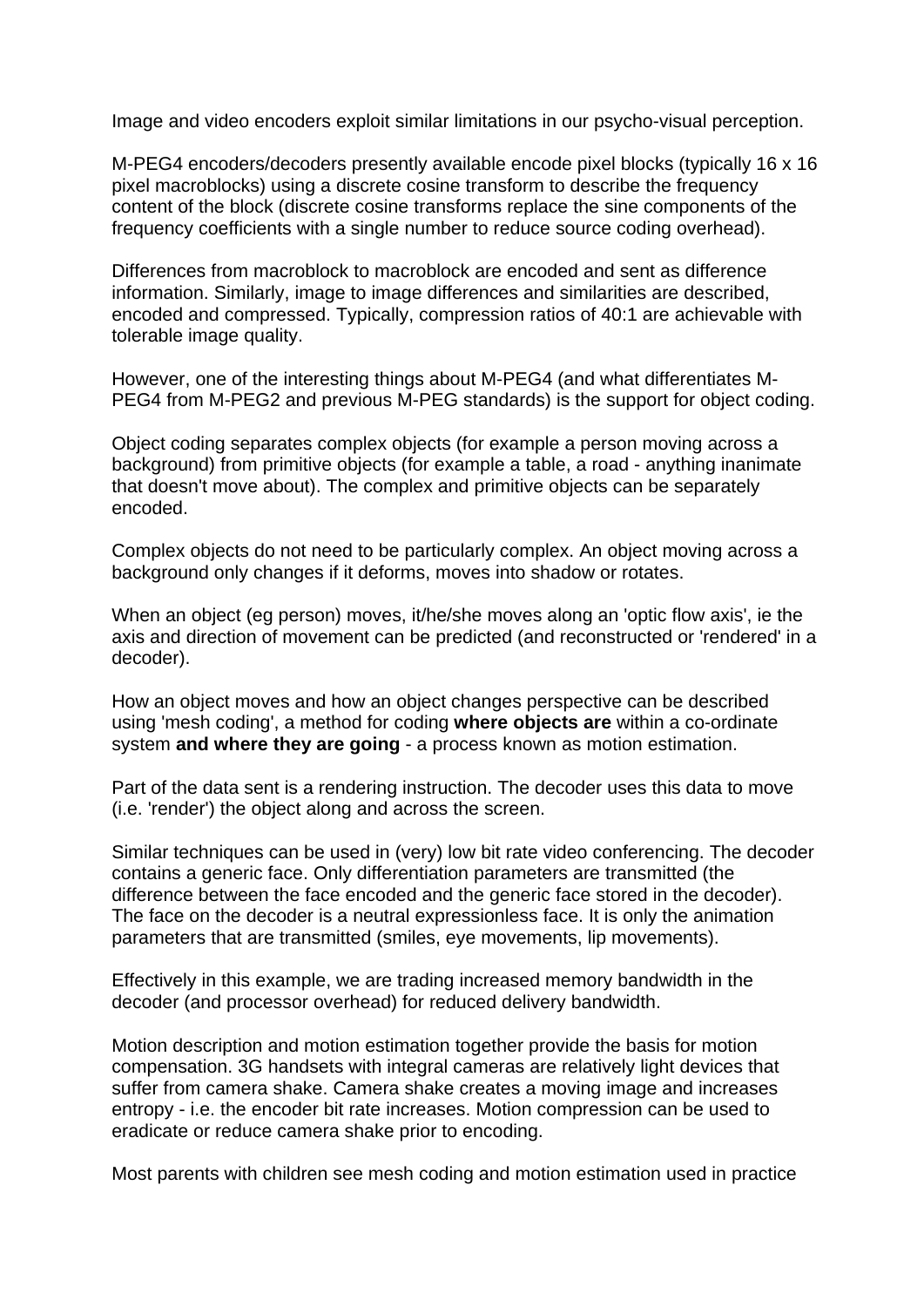Image and video encoders exploit similar limitations in our psycho-visual perception.

M-PEG4 encoders/decoders presently available encode pixel blocks (typically 16 x 16 pixel macroblocks) using a discrete cosine transform to describe the frequency content of the block (discrete cosine transforms replace the sine components of the frequency coefficients with a single number to reduce source coding overhead).

Differences from macroblock to macroblock are encoded and sent as difference information. Similarly, image to image differences and similarities are described, encoded and compressed. Typically, compression ratios of 40:1 are achievable with tolerable image quality.

However, one of the interesting things about M-PEG4 (and what differentiates M-PEG4 from M-PEG2 and previous M-PEG standards) is the support for object coding.

Object coding separates complex objects (for example a person moving across a background) from primitive objects (for example a table, a road - anything inanimate that doesn't move about). The complex and primitive objects can be separately encoded.

Complex objects do not need to be particularly complex. An object moving across a background only changes if it deforms, moves into shadow or rotates.

When an object (eg person) moves, it/he/she moves along an 'optic flow axis', ie the axis and direction of movement can be predicted (and reconstructed or 'rendered' in a decoder).

How an object moves and how an object changes perspective can be described using 'mesh coding', a method for coding **where objects are** within a co-ordinate system **and where they are going** - a process known as motion estimation.

Part of the data sent is a rendering instruction. The decoder uses this data to move (i.e. 'render') the object along and across the screen.

Similar techniques can be used in (very) low bit rate video conferencing. The decoder contains a generic face. Only differentiation parameters are transmitted (the difference between the face encoded and the generic face stored in the decoder). The face on the decoder is a neutral expressionless face. It is only the animation parameters that are transmitted (smiles, eye movements, lip movements).

Effectively in this example, we are trading increased memory bandwidth in the decoder (and processor overhead) for reduced delivery bandwidth.

Motion description and motion estimation together provide the basis for motion compensation. 3G handsets with integral cameras are relatively light devices that suffer from camera shake. Camera shake creates a moving image and increases entropy - i.e. the encoder bit rate increases. Motion compression can be used to eradicate or reduce camera shake prior to encoding.

Most parents with children see mesh coding and motion estimation used in practice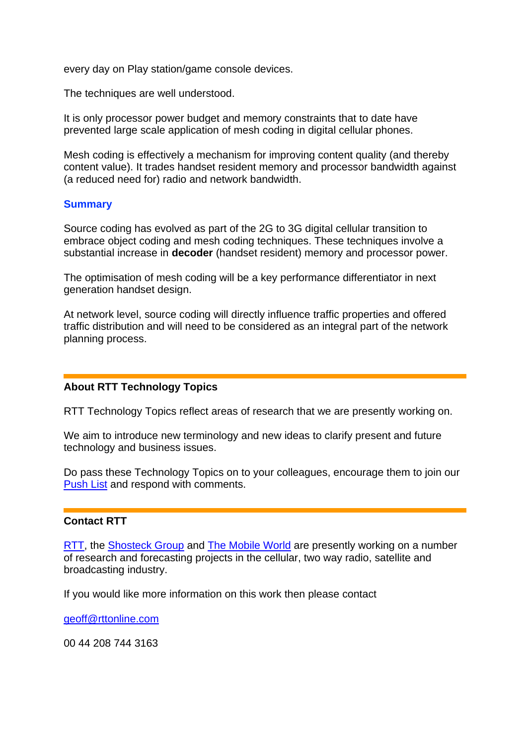every day on Play station/game console devices.

The techniques are well understood.

It is only processor power budget and memory constraints that to date have prevented large scale application of mesh coding in digital cellular phones.

Mesh coding is effectively a mechanism for improving content quality (and thereby content value). It trades handset resident memory and processor bandwidth against (a reduced need for) radio and network bandwidth.

### Summary

Source coding has evolved as part of the 2G to 3G digital cellular transition to embrace object coding and mesh coding techniques. These techniques involve a substantial increase in **decoder** (handset resident) memory and processor power.

The optimisation of mesh coding will be a key performance differentiator in next generation handset design.

At network level, source coding will directly influence traffic properties and offered traffic distribution and will need to be considered as an integral part of the network planning process.

---

### About RTT Technology Topics

RTT Technology Topics reflect areas of research that we are presently working on.

We aim to introduce new terminology and new ideas to clarify present and future technology and business issues.

Do pass these Technology Topics on to your colleagues, encourage them to join our Push List and respond with comments.

---

### Contact RTT

RTT, the Shosteck Group and The Mobile World are presently working on a number of research and forecasting projects in the cellular, two way radio, satellite and broadcasting industry.

If you would like more information on this work then please contact

geoff@rttonline.com

00 44 208 744 3163